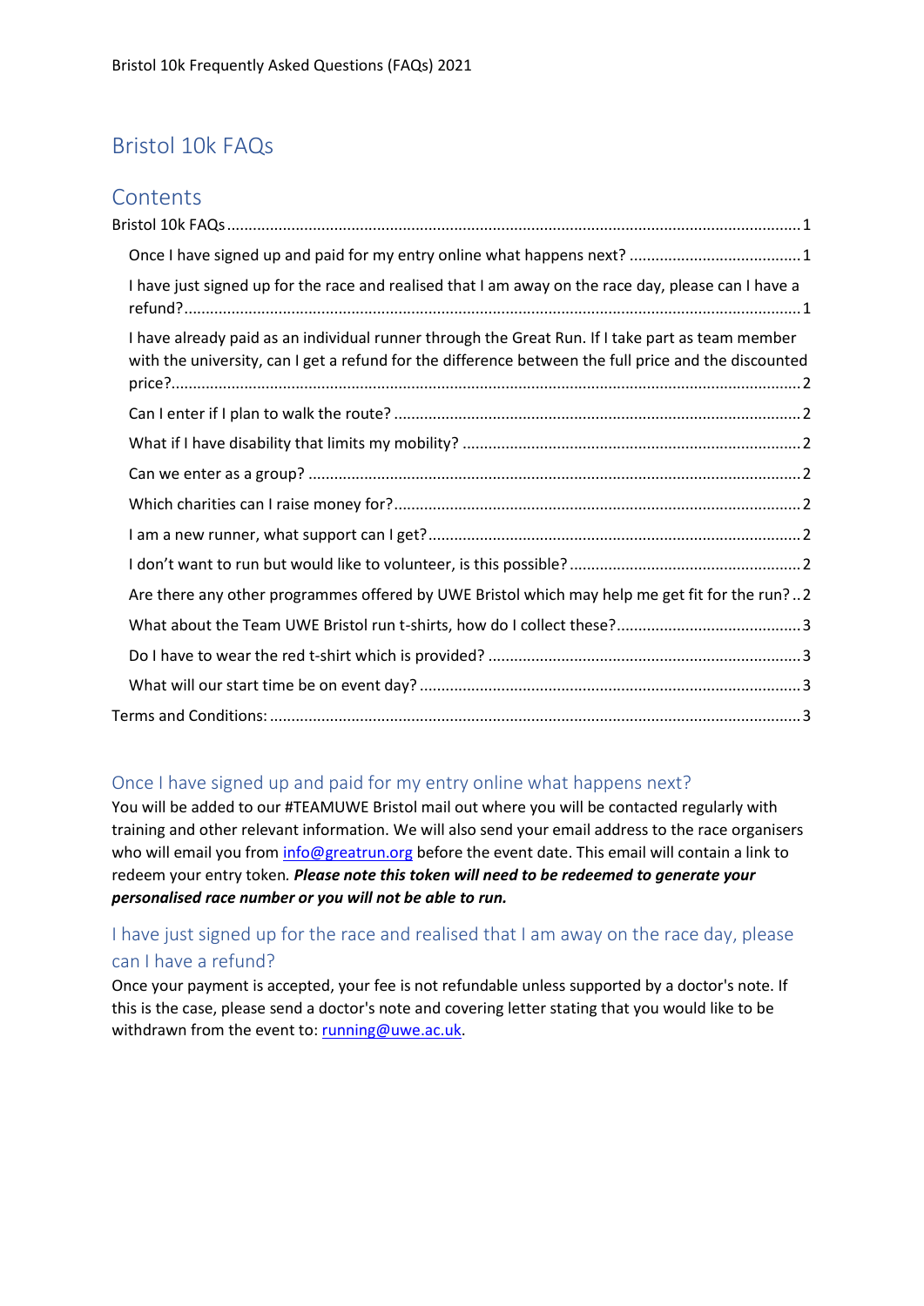# Bristol 10k FAQs

## Contents

Bristol 10k FAQs ... 1

- Once I have signed up and paid for my entry online what happens next? ... 1
- I have just signed up for the race and realised that I am away on the race day, please can I have a refund? ... 1
- I have already paid as an individual runner through the Great Run. If I take part as team member with the university, can I get a refund for the difference between the full price and the discounted price? ... 2
- Can I enter if I plan to walk the route? ... 2
- What if I have disability that limits my mobility? ... 2
- Can we enter as a group? ... 2
- Which charities can I raise money for? ... 2
- I am a new runner, what support can I get? ... 2
- I don't want to run but would like to volunteer, is this possible? ... 2
- Are there any other programmes offered by UWE Bristol which may help me get fit for the run? .. 2
- What about the Team UWE Bristol run t-shirts, how do I collect these? ... 3
- Do I have to wear the red t-shirt which is provided? ... 3
- What will our start time be on event day? ... 3

Terms and Conditions: ... 3

### Once I have signed up and paid for my entry online what happens next?

You will be added to our #TEAMUWE Bristol mail out where you will be contacted regularly with training and other relevant information. We will also send your email address to the race organisers who will email you from info@greatrun.org before the event date. This email will contain a link to redeem your entry token. ***Please note this token will need to be redeemed to generate your personalised race number or you will not be able to run.***

### I have just signed up for the race and realised that I am away on the race day, please can I have a refund?

Once your payment is accepted, your fee is not refundable unless supported by a doctor's note. If this is the case, please send a doctor's note and covering letter stating that you would like to be withdrawn from the event to: running@uwe.ac.uk.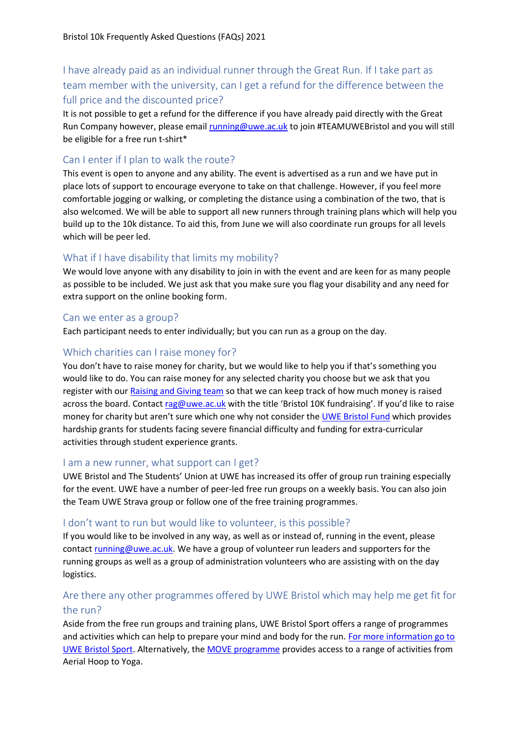## I have already paid as an individual runner through the Great Run. If I take part as team member with the university, can I get a refund for the difference between the full price and the discounted price?

It is not possible to get a refund for the difference if you have already paid directly with the Great Run Company however, please email [running@uwe.ac.uk](mailto:running@uwe.ac.uk) to join #TEAMUWEBristol and you will still be eligible for a free run t-shirt*

## Can I enter if I plan to walk the route?

This event is open to anyone and any ability. The event is advertised as a run and we have put in place lots of support to encourage everyone to take on that challenge. However, if you feel more comfortable jogging or walking, or completing the distance using a combination of the two, that is also welcomed. We will be able to support all new runners through training plans which will help you build up to the 10k distance. To aid this, from June we will also coordinate run groups for all levels which will be peer led.

## What if I have disability that limits my mobility?

We would love anyone with any disability to join in with the event and are keen for as many people as possible to be included. We just ask that you make sure you flag your disability and any need for extra support on the online booking form.

## Can we enter as a group?

Each participant needs to enter individually; but you can run as a group on the day.

## Which charities can I raise money for?

You don't have to raise money for charity, but we would like to help you if that's something you would like to do. You can raise money for any selected charity you choose but we ask that you register with our [Raising and Giving team]() so that we can keep track of how much money is raised across the board. Contact [rag@uwe.ac.uk](mailto:rag@uwe.ac.uk) with the title 'Bristol 10K fundraising'. If you'd like to raise money for charity but aren't sure which one why not consider the [UWE Bristol Fund]() which provides hardship grants for students facing severe financial difficulty and funding for extra-curricular activities through student experience grants.

## I am a new runner, what support can I get?

UWE Bristol and The Students' Union at UWE has increased its offer of group run training especially for the event. UWE have a number of peer-led free run groups on a weekly basis. You can also join the Team UWE Strava group or follow one of the free training programmes.

## I don't want to run but would like to volunteer, is this possible?

If you would like to be involved in any way, as well as or instead of, running in the event, please contact [running@uwe.ac.uk](mailto:running@uwe.ac.uk). We have a group of volunteer run leaders and supporters for the running groups as well as a group of administration volunteers who are assisting with on the day logistics.

## Are there any other programmes offered by UWE Bristol which may help me get fit for the run?

Aside from the free run groups and training plans, UWE Bristol Sport offers a range of programmes and activities which can help to prepare your mind and body for the run. [For more information go to UWE Bristol Sport](). Alternatively, the [MOVE programme]() provides access to a range of activities from Aerial Hoop to Yoga.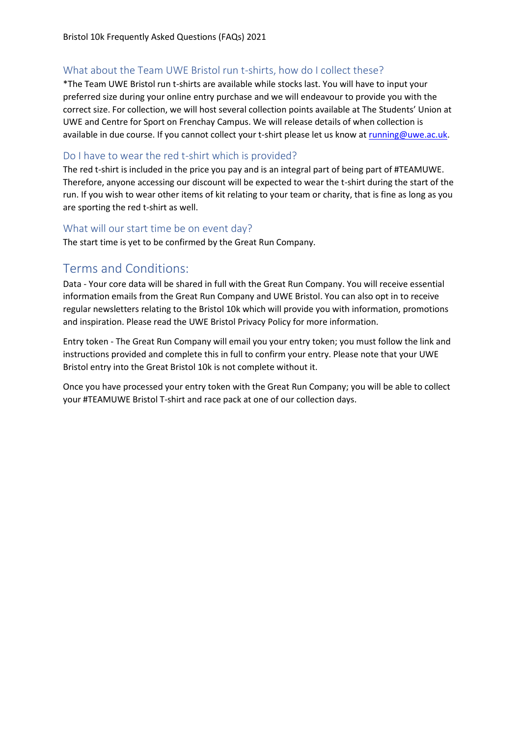### What about the Team UWE Bristol run t-shirts, how do I collect these?

*The Team UWE Bristol run t-shirts are available while stocks last. You will have to input your preferred size during your online entry purchase and we will endeavour to provide you with the correct size. For collection, we will host several collection points available at The Students' Union at UWE and Centre for Sport on Frenchay Campus. We will release details of when collection is available in due course. If you cannot collect your t-shirt please let us know at running@uwe.ac.uk.

### Do I have to wear the red t-shirt which is provided?

The red t-shirt is included in the price you pay and is an integral part of being part of #TEAMUWE. Therefore, anyone accessing our discount will be expected to wear the t-shirt during the start of the run. If you wish to wear other items of kit relating to your team or charity, that is fine as long as you are sporting the red t-shirt as well.

### What will our start time be on event day?

The start time is yet to be confirmed by the Great Run Company.

## Terms and Conditions:

Data - Your core data will be shared in full with the Great Run Company. You will receive essential information emails from the Great Run Company and UWE Bristol. You can also opt in to receive regular newsletters relating to the Bristol 10k which will provide you with information, promotions and inspiration. Please read the UWE Bristol Privacy Policy for more information.

Entry token - The Great Run Company will email you your entry token; you must follow the link and instructions provided and complete this in full to confirm your entry. Please note that your UWE Bristol entry into the Great Bristol 10k is not complete without it.

Once you have processed your entry token with the Great Run Company; you will be able to collect your #TEAMUWE Bristol T-shirt and race pack at one of our collection days.